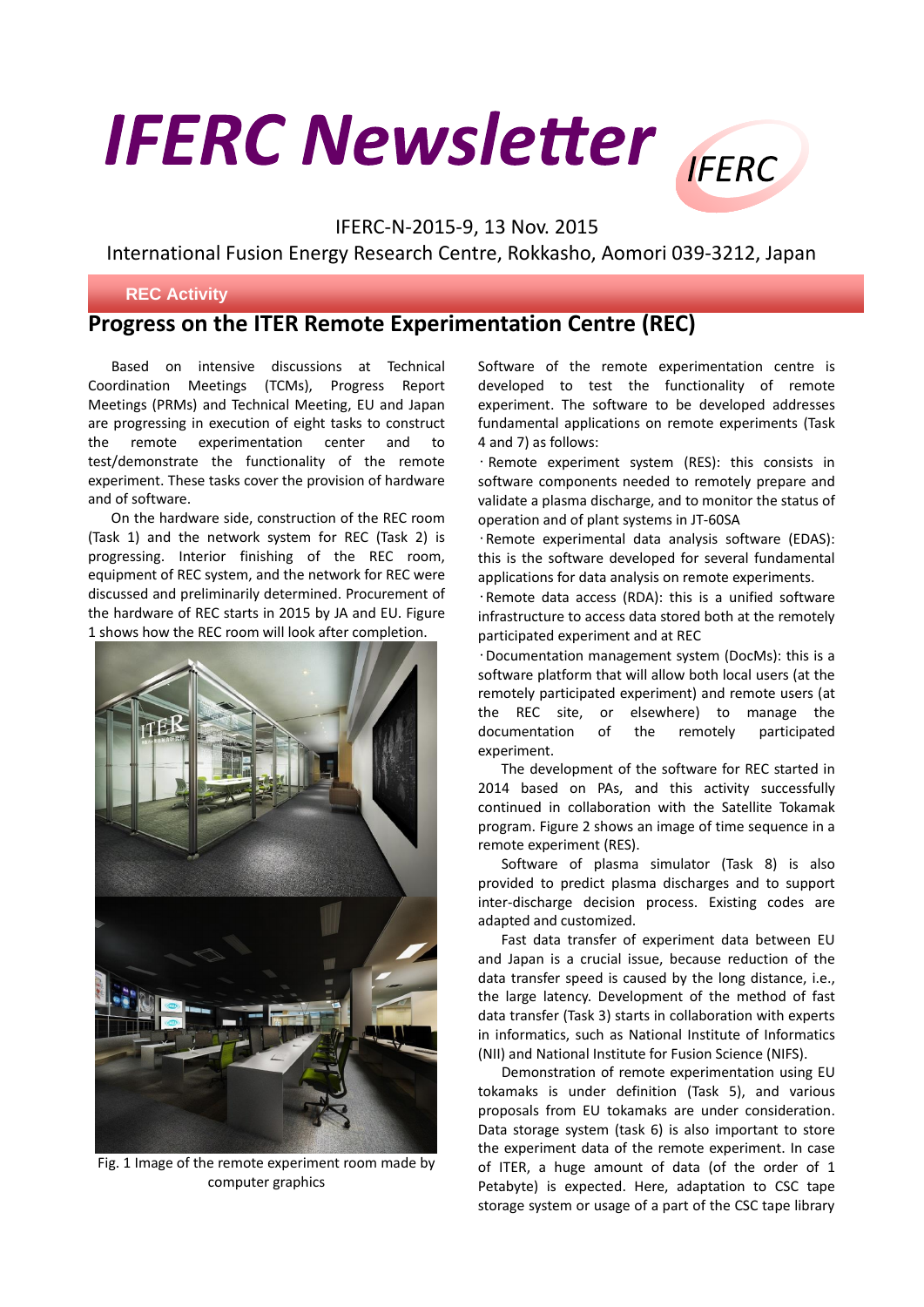# IFERC Newsletter

IFERC-N-2015-9, 13 Nov. 2015

International Fusion Energy Research Centre, Rokkasho, Aomori 039-3212, Japan

**REC Activity**

## Progress on the ITER Remote Experimentation Centre (REC)

Based on intensive discussions at Technical Coordination Meetings (TCMs), Progress Report Meetings (PRMs) and Technical Meeting, EU and Japan are progressing in execution of eight tasks to construct the remote experimentation center and to test/demonstrate the functionality of the remote experiment. These tasks cover the provision of hardware and of software.

On the hardware side, construction of the REC room (Task 1) and the network system for REC (Task 2) is progressing. Interior finishing of the REC room, equipment of REC system, and the network for REC were discussed and preliminarily determined. Procurement of the hardware of REC starts in 2015 by JA and EU. Figure 1 shows how the REC room will look after completion.

Fig. 1 Image of the remote experiment room made by computer graphics

Software of the remote experimentation centre is developed to test the functionality of remote experiment. The software to be developed addresses fundamental applications on remote experiments (Task 4 and 7) as follows:

- Remote experiment system (RES): this consists in software components needed to remotely prepare and validate a plasma discharge, and to monitor the status of operation and of plant systems in JT-60SA
- Remote experimental data analysis software (EDAS): this is the software developed for several fundamental applications for data analysis on remote experiments.
- Remote data access (RDA): this is a unified software infrastructure to access data stored both at the remotely participated experiment and at REC
- Documentation management system (DocMs): this is a software platform that will allow both local users (at the remotely participated experiment) and remote users (at the REC site, or elsewhere) to manage the documentation of the remotely participated experiment.

The development of the software for REC started in 2014 based on PAs, and this activity successfully continued in collaboration with the Satellite Tokamak program. Figure 2 shows an image of time sequence in a remote experiment (RES).

Software of plasma simulator (Task 8) is also provided to predict plasma discharges and to support inter-discharge decision process. Existing codes are adapted and customized.

Fast data transfer of experiment data between EU and Japan is a crucial issue, because reduction of the data transfer speed is caused by the long distance, i.e., the large latency. Development of the method of fast data transfer (Task 3) starts in collaboration with experts in informatics, such as National Institute of Informatics (NII) and National Institute for Fusion Science (NIFS).

Demonstration of remote experimentation using EU tokamaks is under definition (Task 5), and various proposals from EU tokamaks are under consideration. Data storage system (task 6) is also important to store the experiment data of the remote experiment. In case of ITER, a huge amount of data (of the order of 1 Petabyte) is expected. Here, adaptation to CSC tape storage system or usage of a part of the CSC tape library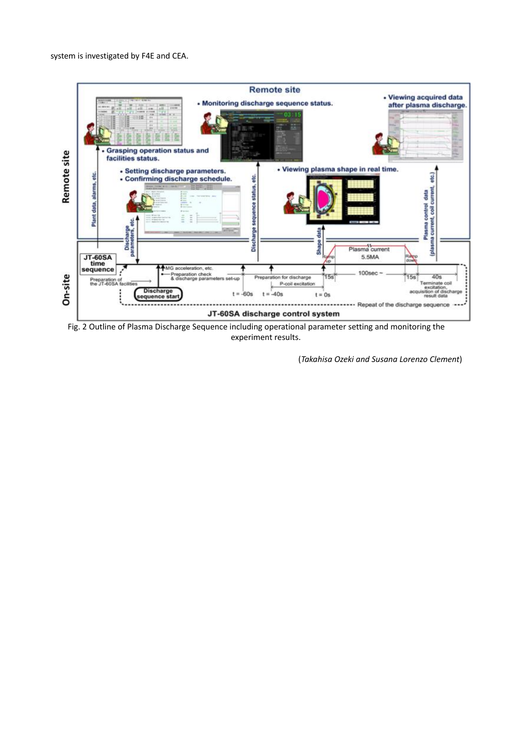system is investigated by F4E and CEA.

Remote site

Remote site

• Grasping operation status and facilities status.

• Monitoring discharge sequence status.

• Viewing acquired data after plasma discharge.

• Setting discharge parameters.
• Confirming discharge schedule.

• Viewing plasma shape in real time.

Plant data, alarms, etc.

Discharge parameters, etc.

Discharge sequence status, etc.

Shape data

Plasma control data (plasma current, coil current, etc.)

On-site

JT-60SA time sequence

Preparation of the JT-60SA facilities

Discharge sequence start

MG acceleration, etc.

Preparation check & discharge parameters set-up

Preparation for discharge

P-coil excitation

t = -60s

t = -40s

t = 0s

Plasma current 5.5MA

Ramp up

Ramp down

15s

100sec ~

15s

40s

Terminate coil excitation, acquisition of discharge result data

Repeat of the discharge sequence

JT-60SA discharge control system

Fig. 2 Outline of Plasma Discharge Sequence including operational parameter setting and monitoring the experiment results.

(*Takahisa Ozeki and Susana Lorenzo Clement*)